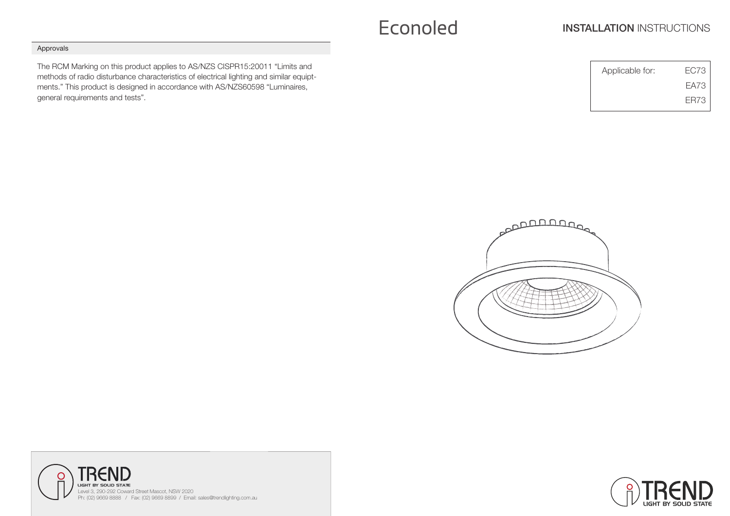# Econoled

## INSTALLATION INSTRUCTIONS

| Applicable for: | EC73 |
| --- | --- |
| | EA73 |
| | ER73 |

### Approvals

The RCM Marking on this product applies to AS/NZS CISPR15:20011 “Limits and methods of radio disturbance characteristics of electrical lighting and similar equiptments.” This product is designed in accordance with AS/NZS60598 “Luminaires, general requirements and tests”.

TREND
LIGHT BY SOLID STATE
Level 3, 290-292 Coward Street Mascot, NSW 2020
Ph: (02) 9669 8888 / Fax: (02) 9669 8899 / Email: sales@trendlighting.com.au

TREND
LIGHT BY SOLID STATE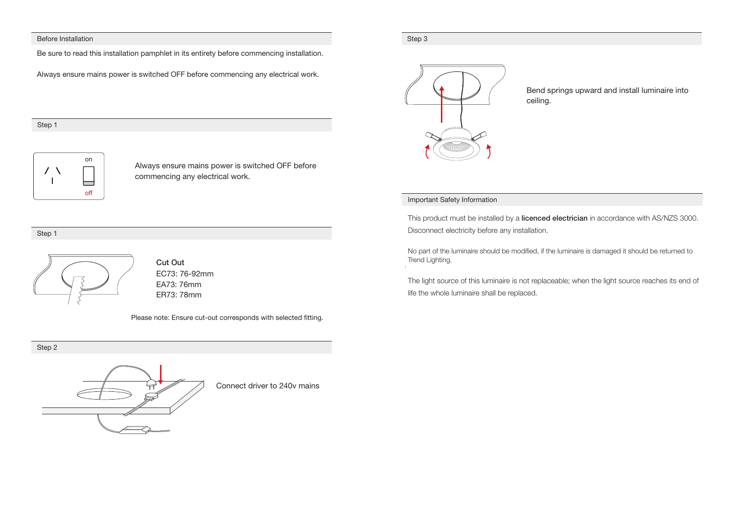## Before Installation

Be sure to read this installation pamphlet in its entirety before commencing installation.

Always ensure mains power is switched OFF before commencing any electrical work.

## Step 1

on

off

Always ensure mains power is switched OFF before commencing any electrical work.

## Step 1

**Cut Out**
EC73: 76-92mm
EA73: 76mm
ER73: 78mm

Please note: Ensure cut-out corresponds with selected fitting.

## Step 2

Connect driver to 240v mains

## Step 3

Bend springs upward and install luminaire into ceiling.

## Important Safety Information

This product must be installed by a **licenced electrician** in accordance with AS/NZS 3000. Disconnect electricity before any installation.

No part of the luminaire should be modified, if the luminaire is damaged it should be returned to Trend Lighting.

The light source of this luminaire is not replaceable; when the light source reaches its end of life the whole luminaire shall be replaced.